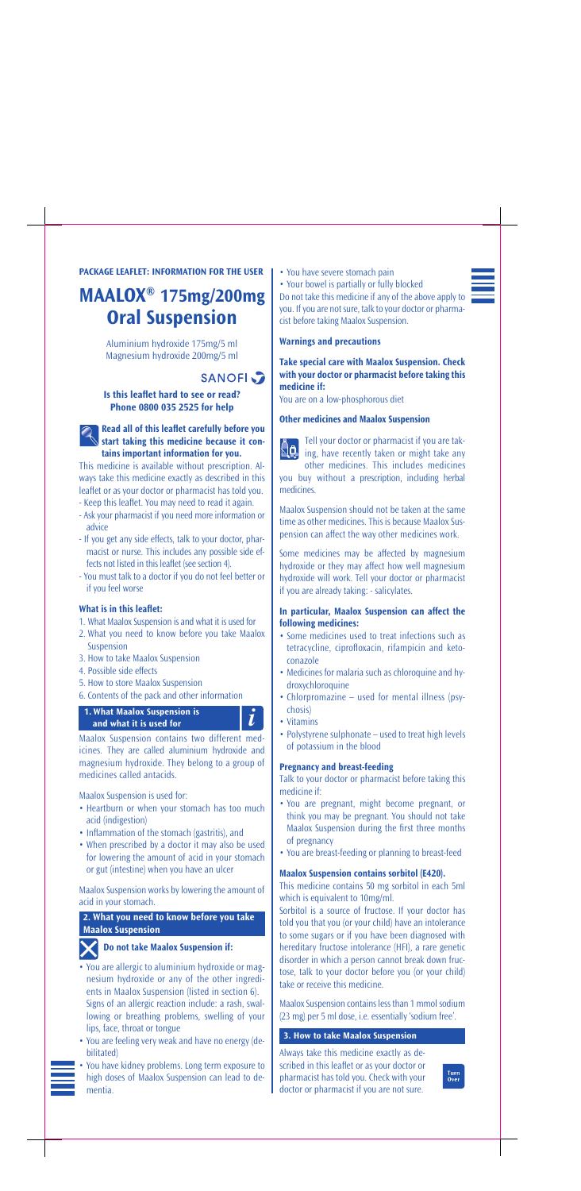**PACKAGE LEAFLET: INFORMATION FOR THE USER**

# MAALOX® 175mg/200mg Oral Suspension

Aluminium hydroxide 175mg/5 ml
Magnesium hydroxide 200mg/5 ml

SANOFI

**Is this leaflet hard to see or read? Phone 0800 035 2525 for help**

**Read all of this leaflet carefully before you start taking this medicine because it contains important information for you.**

This medicine is available without prescription. Always take this medicine exactly as described in this leaflet or as your doctor or pharmacist has told you.

- Keep this leaflet. You may need to read it again.
- Ask your pharmacist if you need more information or advice
- If you get any side effects, talk to your doctor, pharmacist or nurse. This includes any possible side effects not listed in this leaflet (see section 4).
- You must talk to a doctor if you do not feel better or if you feel worse

### What is in this leaflet:

1. What Maalox Suspension is and what it is used for
2. What you need to know before you take Maalox Suspension
3. How to take Maalox Suspension
4. Possible side effects
5. How to store Maalox Suspension
6. Contents of the pack and other information

## 1. What Maalox Suspension is and what it is used for

Maalox Suspension contains two different medicines. They are called aluminium hydroxide and magnesium hydroxide. They belong to a group of medicines called antacids.

Maalox Suspension is used for:

- Heartburn or when your stomach has too much acid (indigestion)
- Inflammation of the stomach (gastritis), and
- When prescribed by a doctor it may also be used for lowering the amount of acid in your stomach or gut (intestine) when you have an ulcer

Maalox Suspension works by lowering the amount of acid in your stomach.

## 2. What you need to know before you take Maalox Suspension

### Do not take Maalox Suspension if:

- You are allergic to aluminium hydroxide or magnesium hydroxide or any of the other ingredients in Maalox Suspension (listed in section 6). Signs of an allergic reaction include: a rash, swallowing or breathing problems, swelling of your lips, face, throat or tongue
- You are feeling very weak and have no energy (debilitated)
- You have kidney problems. Long term exposure to high doses of Maalox Suspension can lead to dementia.
- You have severe stomach pain
- Your bowel is partially or fully blocked

Do not take this medicine if any of the above apply to you. If you are not sure, talk to your doctor or pharmacist before taking Maalox Suspension.

### Warnings and precautions

**Take special care with Maalox Suspension. Check with your doctor or pharmacist before taking this medicine if:**

You are on a low-phosphorous diet

### Other medicines and Maalox Suspension

Tell your doctor or pharmacist if you are taking, have recently taken or might take any other medicines. This includes medicines you buy without a prescription, including herbal medicines.

Maalox Suspension should not be taken at the same time as other medicines. This is because Maalox Suspension can affect the way other medicines work.

Some medicines may be affected by magnesium hydroxide or they may affect how well magnesium hydroxide will work. Tell your doctor or pharmacist if you are already taking: - salicylates.

**In particular, Maalox Suspension can affect the following medicines:**

- Some medicines used to treat infections such as tetracycline, ciprofloxacin, rifampicin and ketoconazole
- Medicines for malaria such as chloroquine and hydroxychloroquine
- Chlorpromazine – used for mental illness (psychosis)
- Vitamins
- Polystyrene sulphonate – used to treat high levels of potassium in the blood

### Pregnancy and breast-feeding

Talk to your doctor or pharmacist before taking this medicine if:

- You are pregnant, might become pregnant, or think you may be pregnant. You should not take Maalox Suspension during the first three months of pregnancy
- You are breast-feeding or planning to breast-feed

### Maalox Suspension contains sorbitol (E420).

This medicine contains 50 mg sorbitol in each 5ml which is equivalent to 10mg/ml.

Sorbitol is a source of fructose. If your doctor has told you that you (or your child) have an intolerance to some sugars or if you have been diagnosed with hereditary fructose intolerance (HFI), a rare genetic disorder in which a person cannot break down fructose, talk to your doctor before you (or your child) take or receive this medicine.

Maalox Suspension contains less than 1 mmol sodium (23 mg) per 5 ml dose, i.e. essentially 'sodium free'.

## 3. How to take Maalox Suspension

Always take this medicine exactly as described in this leaflet or as your doctor or pharmacist has told you. Check with your doctor or pharmacist if you are not sure.

Turn Over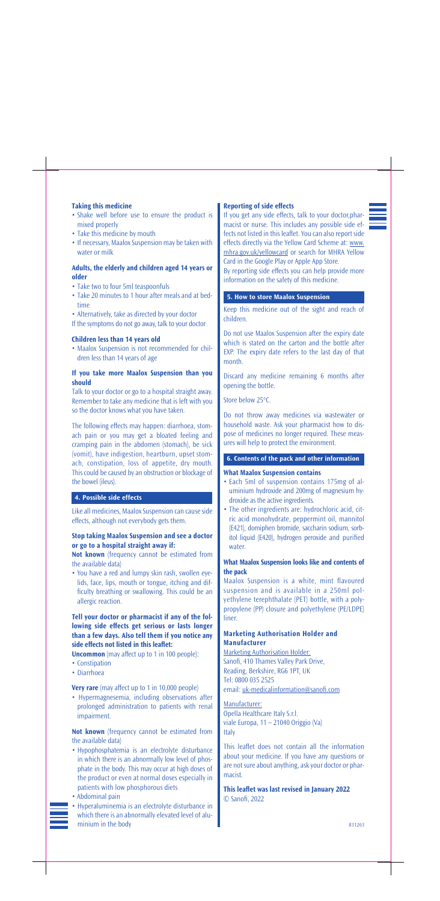### Taking this medicine

- Shake well before use to ensure the product is mixed properly
- Take this medicine by mouth
- If necessary, Maalox Suspension may be taken with water or milk

### Adults, the elderly and children aged 14 years or older

- Take two to four 5ml teaspoonfuls
- Take 20 minutes to 1 hour after meals and at bedtime
- Alternatively, take as directed by your doctor

If the symptoms do not go away, talk to your doctor

### Children less than 14 years old

- Maalox Suspension is not recommended for children less than 14 years of age

### If you take more Maalox Suspension than you should

Talk to your doctor or go to a hospital straight away. Remember to take any medicine that is left with you so the doctor knows what you have taken.

The following effects may happen: diarrhoea, stomach pain or you may get a bloated feeling and cramping pain in the abdomen (stomach), be sick (vomit), have indigestion, heartburn, upset stomach, constipation, loss of appetite, dry mouth. This could be caused by an obstruction or blockage of the bowel (ileus).

## 4. Possible side effects

Like all medicines, Maalox Suspension can cause side effects, although not everybody gets them.

### Stop taking Maalox Suspension and see a doctor or go to a hospital straight away if:

**Not known** (frequency cannot be estimated from the available data)

- You have a red and lumpy skin rash, swollen eyelids, face, lips, mouth or tongue, itching and difficulty breathing or swallowing. This could be an allergic reaction.

### Tell your doctor or pharmacist if any of the following side effects get serious or lasts longer than a few days. Also tell them if you notice any side effects not listed in this leaflet:

**Uncommon** (may affect up to 1 in 100 people):

- Constipation
- Diarrhoea

**Very rare** (may affect up to 1 in 10,000 people)

- Hypermagnesemia, including observations after prolonged administration to patients with renal impairment.

**Not known** (frequency cannot be estimated from the available data)

- Hypophosphatemia is an electrolyte disturbance in which there is an abnormally low level of phosphate in the body. This may occur at high doses of the product or even at normal doses especially in patients with low phosphorous diets
- Abdominal pain
- Hyperaluminemia is an electrolyte disturbance in which there is an abnormally elevated level of aluminium in the body

### Reporting of side effects

If you get any side effects, talk to your doctor, pharmacist or nurse. This includes any possible side effects not listed in this leaflet. You can also report side effects directly via the Yellow Card Scheme at: www.mhra.gov.uk/yellowcard or search for MHRA Yellow Card in the Google Play or Apple App Store.

By reporting side effects you can help provide more information on the safety of this medicine.

## 5. How to store Maalox Suspension

Keep this medicine out of the sight and reach of children.

Do not use Maalox Suspension after the expiry date which is stated on the carton and the bottle after EXP. The expiry date refers to the last day of that month.

Discard any medicine remaining 6 months after opening the bottle.

Store below 25°C.

Do not throw away medicines via wastewater or household waste. Ask your pharmacist how to dispose of medicines no longer required. These measures will help to protect the environment.

## 6. Contents of the pack and other information

### What Maalox Suspension contains

- Each 5ml of suspension contains 175mg of aluminium hydroxide and 200mg of magnesium hydroxide as the active ingredients.
- The other ingredients are: hydrochloric acid, citric acid monohydrate, peppermint oil, mannitol (E421), domiphen bromide, saccharin sodium, sorbitol liquid (E420), hydrogen peroxide and purified water.

### What Maalox Suspension looks like and contents of the pack

Maalox Suspension is a white, mint flavoured suspension and is available in a 250ml polyethylene terephthalate (PET) bottle, with a polypropylene (PP) closure and polyethylene (PE/LDPE) liner.

### Marketing Authorisation Holder and Manufacturer

Marketing Authorisation Holder:
Sanofi, 410 Thames Valley Park Drive,
Reading, Berkshire, RG6 1PT, UK
Tel: 0800 035 2525
email: uk-medicalinformation@sanofi.com

Manufacturer:
Opella Healthcare Italy S.r.l.
viale Europa, 11 – 21040 Origgio (Va)
Italy

This leaflet does not contain all the information about your medicine. If you have any questions or are not sure about anything, ask your doctor or pharmacist.

**This leaflet was last revised in January 2022**
© Sanofi, 2022

831263